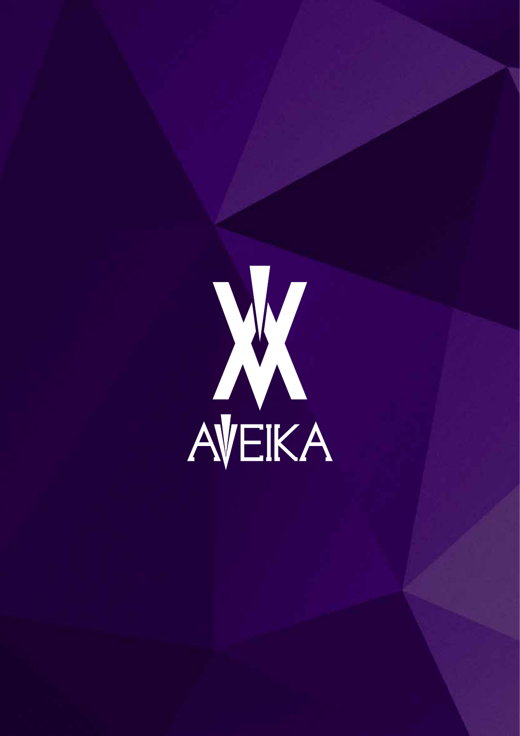# AVEIKA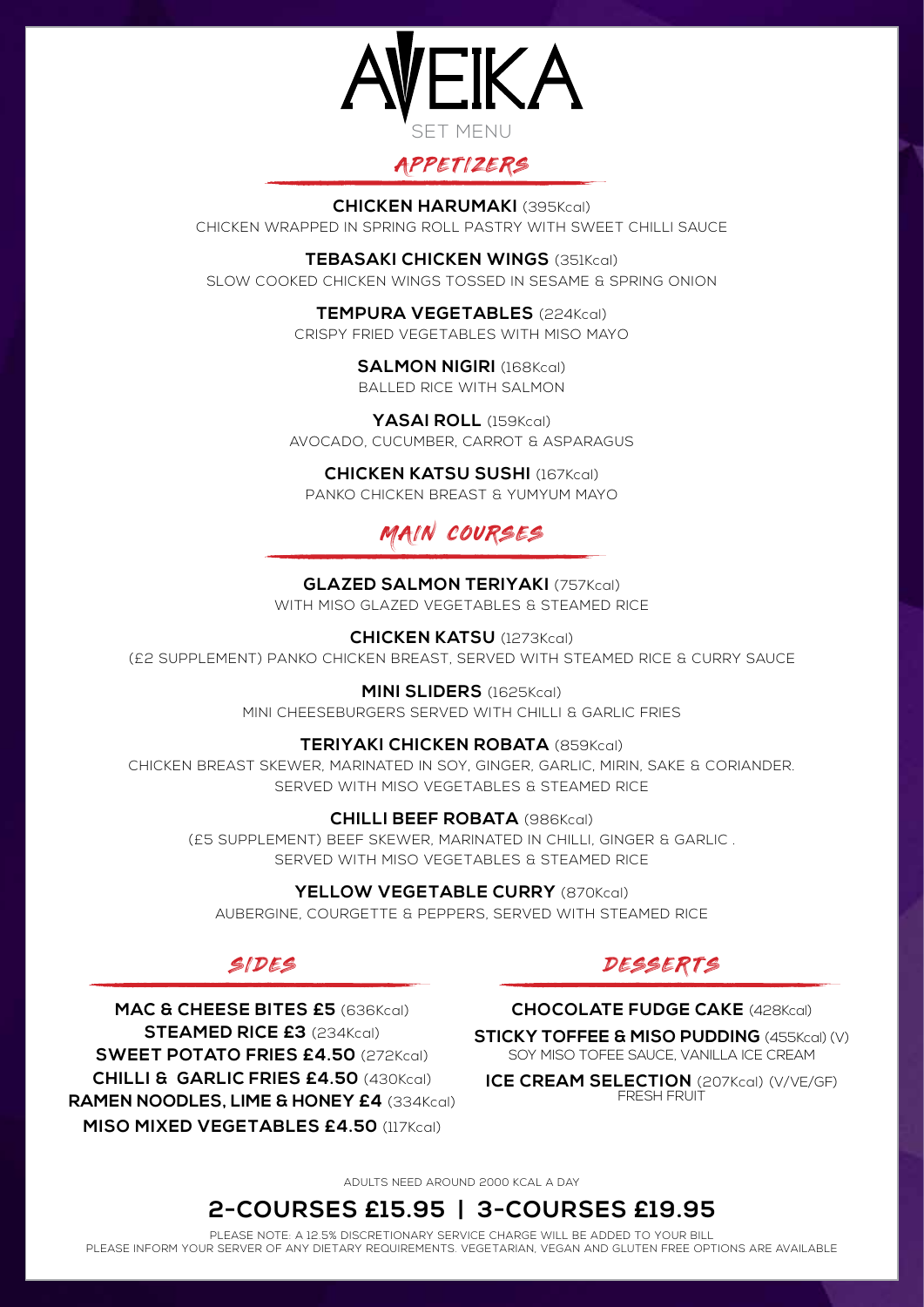# AVEIKA

SET MENU

## APPETIZERS

**CHICKEN HARUMAKI** (395Kcal)
CHICKEN WRAPPED IN SPRING ROLL PASTRY WITH SWEET CHILLI SAUCE

**TEBASAKI CHICKEN WINGS** (351Kcal)
SLOW COOKED CHICKEN WINGS TOSSED IN SESAME & SPRING ONION

**TEMPURA VEGETABLES** (224Kcal)
CRISPY FRIED VEGETABLES WITH MISO MAYO

**SALMON NIGIRI** (168Kcal)
BALLED RICE WITH SALMON

**YASAI ROLL** (159Kcal)
AVOCADO, CUCUMBER, CARROT & ASPARAGUS

**CHICKEN KATSU SUSHI** (167Kcal)
PANKO CHICKEN BREAST & YUMYUM MAYO

## MAIN COURSES

**GLAZED SALMON TERIYAKI** (757Kcal)
WITH MISO GLAZED VEGETABLES & STEAMED RICE

**CHICKEN KATSU** (1273Kcal)
(£2 SUPPLEMENT) PANKO CHICKEN BREAST, SERVED WITH STEAMED RICE & CURRY SAUCE

**MINI SLIDERS** (1625Kcal)
MINI CHEESEBURGERS SERVED WITH CHILLI & GARLIC FRIES

**TERIYAKI CHICKEN ROBATA** (859Kcal)
CHICKEN BREAST SKEWER, MARINATED IN SOY, GINGER, GARLIC, MIRIN, SAKE & CORIANDER. SERVED WITH MISO VEGETABLES & STEAMED RICE

**CHILLI BEEF ROBATA** (986Kcal)
(£5 SUPPLEMENT) BEEF SKEWER, MARINATED IN CHILLI, GINGER & GARLIC . SERVED WITH MISO VEGETABLES & STEAMED RICE

**YELLOW VEGETABLE CURRY** (870Kcal)
AUBERGINE, COURGETTE & PEPPERS, SERVED WITH STEAMED RICE

## SIDES

**MAC & CHEESE BITES £5** (636Kcal)
**STEAMED RICE £3** (234Kcal)
**SWEET POTATO FRIES £4.50** (272Kcal)
**CHILLI & GARLIC FRIES £4.50** (430Kcal)
**RAMEN NOODLES, LIME & HONEY £4** (334Kcal)
**MISO MIXED VEGETABLES £4.50** (117Kcal)

## DESSERTS

**CHOCOLATE FUDGE CAKE** (428Kcal)

**STICKY TOFFEE & MISO PUDDING** (455Kcal) (V)
SOY MISO TOFEE SAUCE, VANILLA ICE CREAM

**ICE CREAM SELECTION** (207Kcal) (V/VE/GF)
FRESH FRUIT

ADULTS NEED AROUND 2000 KCAL A DAY

## 2-COURSES £15.95 | 3-COURSES £19.95

PLEASE NOTE: A 12.5% DISCRETIONARY SERVICE CHARGE WILL BE ADDED TO YOUR BILL
PLEASE INFORM YOUR SERVER OF ANY DIETARY REQUIREMENTS. VEGETARIAN, VEGAN AND GLUTEN FREE OPTIONS ARE AVAILABLE